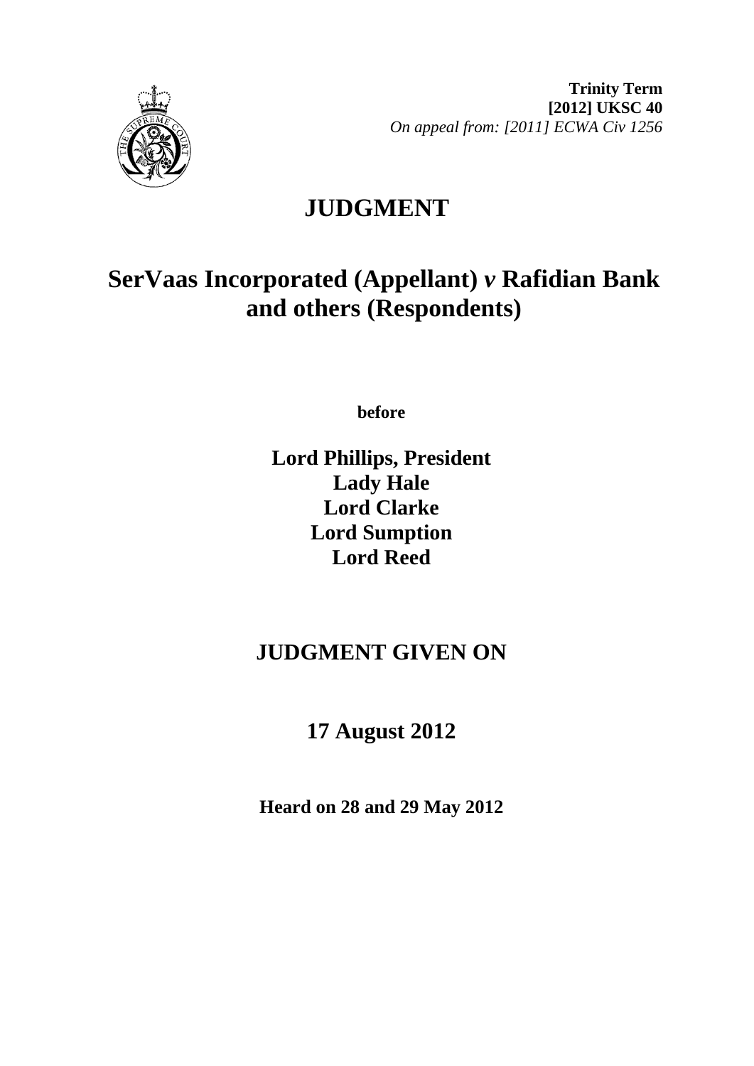**Trinity Term**
**[2012] UKSC 40**
*On appeal from: [2011] ECWA Civ 1256*

# JUDGMENT

## SerVaas Incorporated (Appellant) *v* Rafidian Bank and others (Respondents)

**before**

**Lord Phillips, President**
**Lady Hale**
**Lord Clarke**
**Lord Sumption**
**Lord Reed**

## JUDGMENT GIVEN ON

## 17 August 2012

**Heard on 28 and 29 May 2012**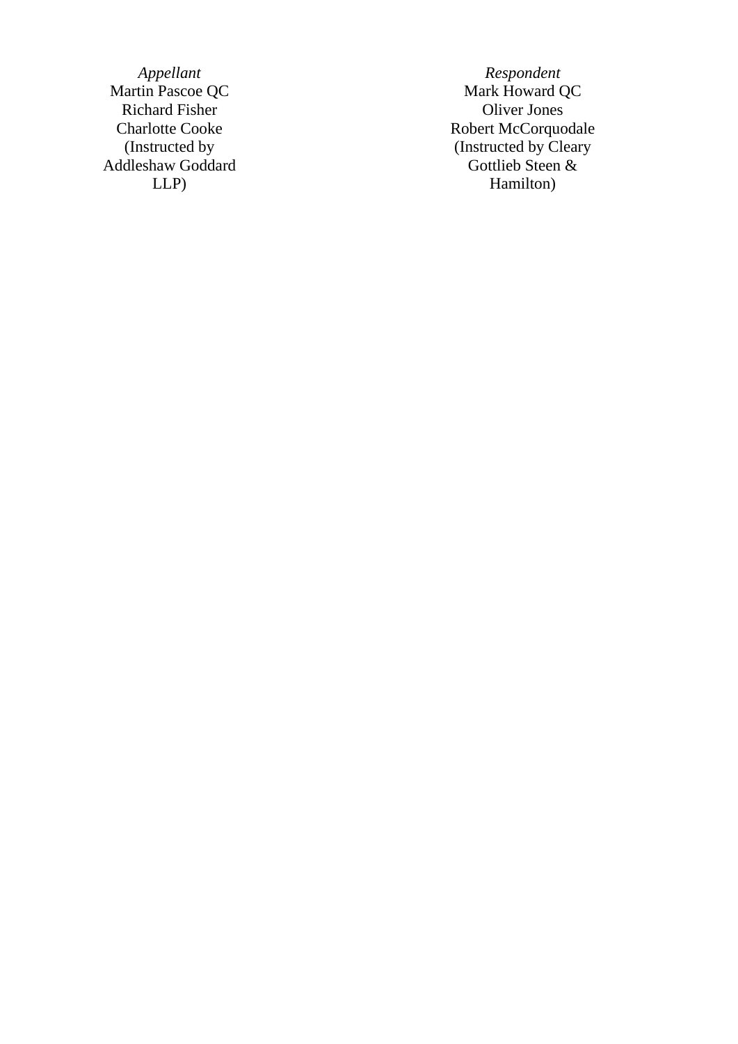| *Appellant* | *Respondent* |
|---|---|
| Martin Pascoe QC | Mark Howard QC |
| Richard Fisher | Oliver Jones |
| Charlotte Cooke | Robert McCorquodale |
| (Instructed by Addleshaw Goddard LLP) | (Instructed by Cleary Gottlieb Steen & Hamilton) |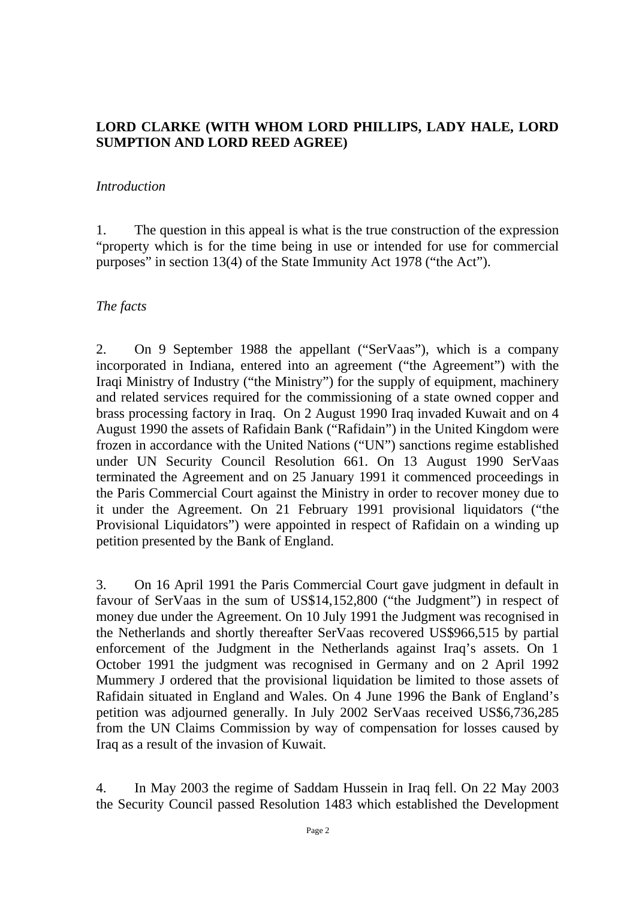**LORD CLARKE (WITH WHOM LORD PHILLIPS, LADY HALE, LORD SUMPTION AND LORD REED AGREE)**

*Introduction*

1. The question in this appeal is what is the true construction of the expression "property which is for the time being in use or intended for use for commercial purposes" in section 13(4) of the State Immunity Act 1978 ("the Act").

*The facts*

2. On 9 September 1988 the appellant ("SerVaas"), which is a company incorporated in Indiana, entered into an agreement ("the Agreement") with the Iraqi Ministry of Industry ("the Ministry") for the supply of equipment, machinery and related services required for the commissioning of a state owned copper and brass processing factory in Iraq. On 2 August 1990 Iraq invaded Kuwait and on 4 August 1990 the assets of Rafidain Bank ("Rafidain") in the United Kingdom were frozen in accordance with the United Nations ("UN") sanctions regime established under UN Security Council Resolution 661. On 13 August 1990 SerVaas terminated the Agreement and on 25 January 1991 it commenced proceedings in the Paris Commercial Court against the Ministry in order to recover money due to it under the Agreement. On 21 February 1991 provisional liquidators ("the Provisional Liquidators") were appointed in respect of Rafidain on a winding up petition presented by the Bank of England.

3. On 16 April 1991 the Paris Commercial Court gave judgment in default in favour of SerVaas in the sum of US$14,152,800 ("the Judgment") in respect of money due under the Agreement. On 10 July 1991 the Judgment was recognised in the Netherlands and shortly thereafter SerVaas recovered US$966,515 by partial enforcement of the Judgment in the Netherlands against Iraq's assets. On 1 October 1991 the judgment was recognised in Germany and on 2 April 1992 Mummery J ordered that the provisional liquidation be limited to those assets of Rafidain situated in England and Wales. On 4 June 1996 the Bank of England's petition was adjourned generally. In July 2002 SerVaas received US$6,736,285 from the UN Claims Commission by way of compensation for losses caused by Iraq as a result of the invasion of Kuwait.

4. In May 2003 the regime of Saddam Hussein in Iraq fell. On 22 May 2003 the Security Council passed Resolution 1483 which established the Development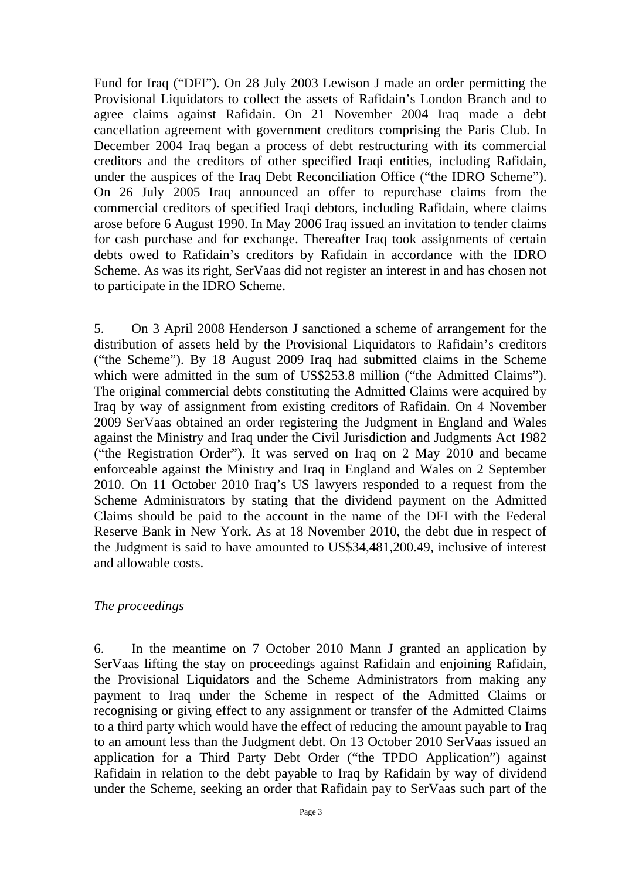Fund for Iraq ("DFI"). On 28 July 2003 Lewison J made an order permitting the Provisional Liquidators to collect the assets of Rafidain's London Branch and to agree claims against Rafidain. On 21 November 2004 Iraq made a debt cancellation agreement with government creditors comprising the Paris Club. In December 2004 Iraq began a process of debt restructuring with its commercial creditors and the creditors of other specified Iraqi entities, including Rafidain, under the auspices of the Iraq Debt Reconciliation Office ("the IDRO Scheme"). On 26 July 2005 Iraq announced an offer to repurchase claims from the commercial creditors of specified Iraqi debtors, including Rafidain, where claims arose before 6 August 1990. In May 2006 Iraq issued an invitation to tender claims for cash purchase and for exchange. Thereafter Iraq took assignments of certain debts owed to Rafidain's creditors by Rafidain in accordance with the IDRO Scheme. As was its right, SerVaas did not register an interest in and has chosen not to participate in the IDRO Scheme.

5. On 3 April 2008 Henderson J sanctioned a scheme of arrangement for the distribution of assets held by the Provisional Liquidators to Rafidain's creditors ("the Scheme"). By 18 August 2009 Iraq had submitted claims in the Scheme which were admitted in the sum of US$253.8 million ("the Admitted Claims"). The original commercial debts constituting the Admitted Claims were acquired by Iraq by way of assignment from existing creditors of Rafidain. On 4 November 2009 SerVaas obtained an order registering the Judgment in England and Wales against the Ministry and Iraq under the Civil Jurisdiction and Judgments Act 1982 ("the Registration Order"). It was served on Iraq on 2 May 2010 and became enforceable against the Ministry and Iraq in England and Wales on 2 September 2010. On 11 October 2010 Iraq's US lawyers responded to a request from the Scheme Administrators by stating that the dividend payment on the Admitted Claims should be paid to the account in the name of the DFI with the Federal Reserve Bank in New York. As at 18 November 2010, the debt due in respect of the Judgment is said to have amounted to US$34,481,200.49, inclusive of interest and allowable costs.

*The proceedings*

6. In the meantime on 7 October 2010 Mann J granted an application by SerVaas lifting the stay on proceedings against Rafidain and enjoining Rafidain, the Provisional Liquidators and the Scheme Administrators from making any payment to Iraq under the Scheme in respect of the Admitted Claims or recognising or giving effect to any assignment or transfer of the Admitted Claims to a third party which would have the effect of reducing the amount payable to Iraq to an amount less than the Judgment debt. On 13 October 2010 SerVaas issued an application for a Third Party Debt Order ("the TPDO Application") against Rafidain in relation to the debt payable to Iraq by Rafidain by way of dividend under the Scheme, seeking an order that Rafidain pay to SerVaas such part of the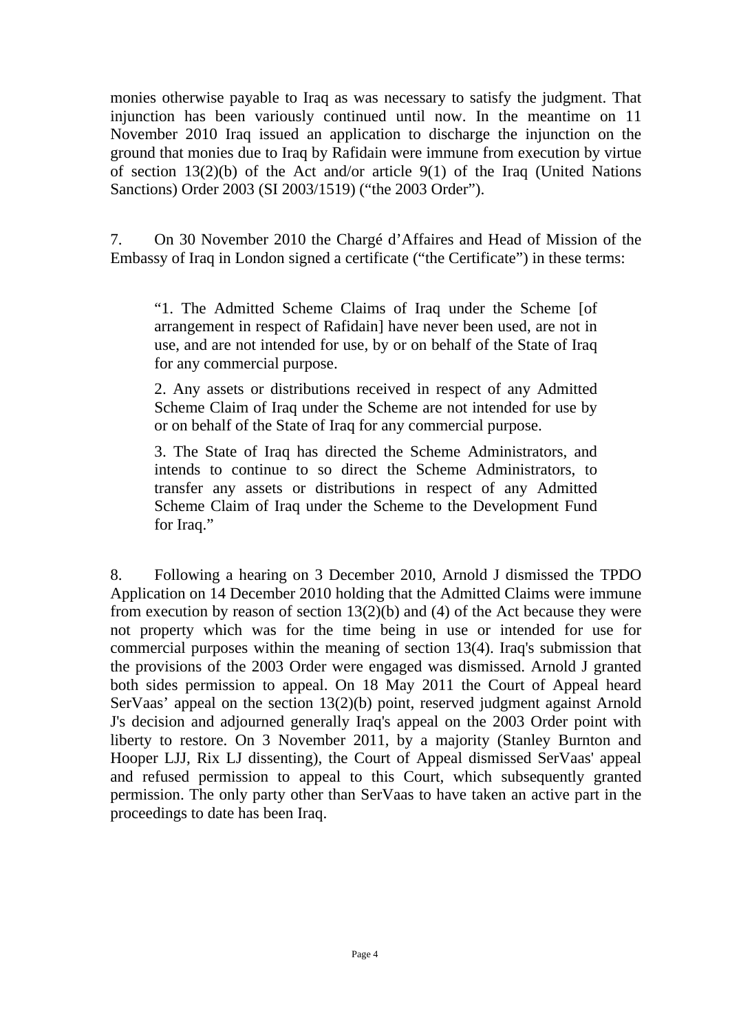monies otherwise payable to Iraq as was necessary to satisfy the judgment. That injunction has been variously continued until now. In the meantime on 11 November 2010 Iraq issued an application to discharge the injunction on the ground that monies due to Iraq by Rafidain were immune from execution by virtue of section 13(2)(b) of the Act and/or article 9(1) of the Iraq (United Nations Sanctions) Order 2003 (SI 2003/1519) ("the 2003 Order").

7. On 30 November 2010 the Chargé d'Affaires and Head of Mission of the Embassy of Iraq in London signed a certificate ("the Certificate") in these terms:

> "1. The Admitted Scheme Claims of Iraq under the Scheme [of arrangement in respect of Rafidain] have never been used, are not in use, and are not intended for use, by or on behalf of the State of Iraq for any commercial purpose.
>
> 2. Any assets or distributions received in respect of any Admitted Scheme Claim of Iraq under the Scheme are not intended for use by or on behalf of the State of Iraq for any commercial purpose.
>
> 3. The State of Iraq has directed the Scheme Administrators, and intends to continue to so direct the Scheme Administrators, to transfer any assets or distributions in respect of any Admitted Scheme Claim of Iraq under the Scheme to the Development Fund for Iraq."

8. Following a hearing on 3 December 2010, Arnold J dismissed the TPDO Application on 14 December 2010 holding that the Admitted Claims were immune from execution by reason of section 13(2)(b) and (4) of the Act because they were not property which was for the time being in use or intended for use for commercial purposes within the meaning of section 13(4). Iraq's submission that the provisions of the 2003 Order were engaged was dismissed. Arnold J granted both sides permission to appeal. On 18 May 2011 the Court of Appeal heard SerVaas' appeal on the section 13(2)(b) point, reserved judgment against Arnold J's decision and adjourned generally Iraq's appeal on the 2003 Order point with liberty to restore. On 3 November 2011, by a majority (Stanley Burnton and Hooper LJJ, Rix LJ dissenting), the Court of Appeal dismissed SerVaas' appeal and refused permission to appeal to this Court, which subsequently granted permission. The only party other than SerVaas to have taken an active part in the proceedings to date has been Iraq.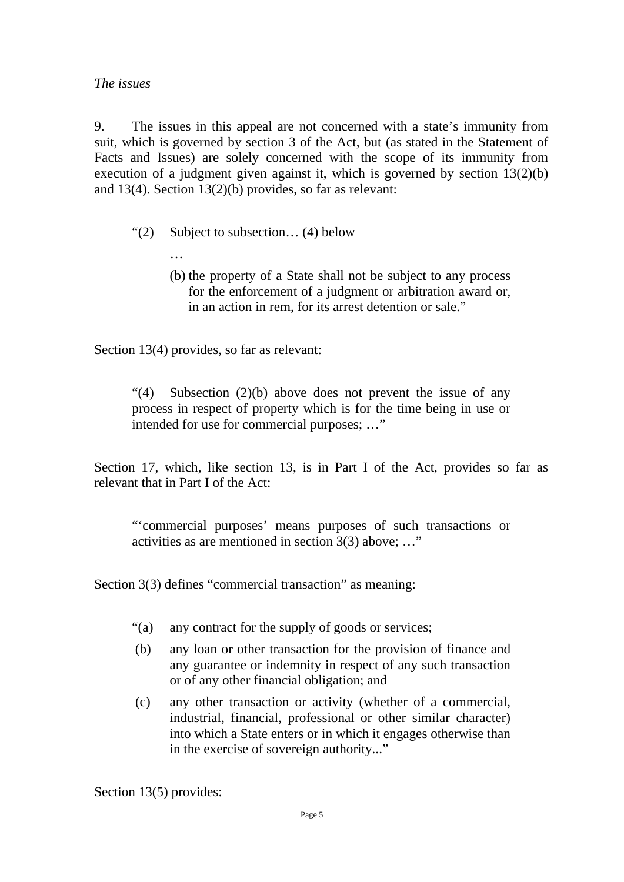*The issues*

9. The issues in this appeal are not concerned with a state's immunity from suit, which is governed by section 3 of the Act, but (as stated in the Statement of Facts and Issues) are solely concerned with the scope of its immunity from execution of a judgment given against it, which is governed by section 13(2)(b) and 13(4). Section 13(2)(b) provides, so far as relevant:

> "(2) Subject to subsection… (4) below
>
> …
>
> (b) the property of a State shall not be subject to any process for the enforcement of a judgment or arbitration award or, in an action in rem, for its arrest detention or sale."

Section 13(4) provides, so far as relevant:

> "(4) Subsection (2)(b) above does not prevent the issue of any process in respect of property which is for the time being in use or intended for use for commercial purposes; …"

Section 17, which, like section 13, is in Part I of the Act, provides so far as relevant that in Part I of the Act:

> "'commercial purposes' means purposes of such transactions or activities as are mentioned in section 3(3) above; …"

Section 3(3) defines "commercial transaction" as meaning:

> "(a) any contract for the supply of goods or services;
>
> (b) any loan or other transaction for the provision of finance and any guarantee or indemnity in respect of any such transaction or of any other financial obligation; and
>
> (c) any other transaction or activity (whether of a commercial, industrial, financial, professional or other similar character) into which a State enters or in which it engages otherwise than in the exercise of sovereign authority..."

Section 13(5) provides: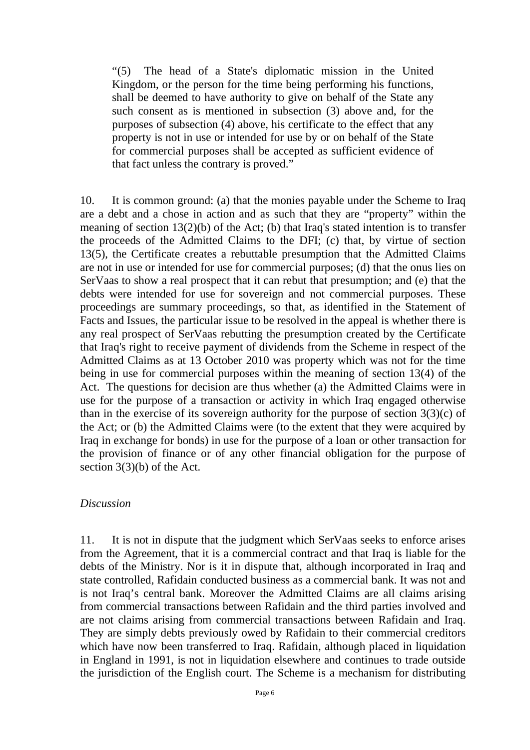> “(5) The head of a State's diplomatic mission in the United Kingdom, or the person for the time being performing his functions, shall be deemed to have authority to give on behalf of the State any such consent as is mentioned in subsection (3) above and, for the purposes of subsection (4) above, his certificate to the effect that any property is not in use or intended for use by or on behalf of the State for commercial purposes shall be accepted as sufficient evidence of that fact unless the contrary is proved.”

10. It is common ground: (a) that the monies payable under the Scheme to Iraq are a debt and a chose in action and as such that they are “property” within the meaning of section 13(2)(b) of the Act; (b) that Iraq's stated intention is to transfer the proceeds of the Admitted Claims to the DFI; (c) that, by virtue of section 13(5), the Certificate creates a rebuttable presumption that the Admitted Claims are not in use or intended for use for commercial purposes; (d) that the onus lies on SerVaas to show a real prospect that it can rebut that presumption; and (e) that the debts were intended for use for sovereign and not commercial purposes. These proceedings are summary proceedings, so that, as identified in the Statement of Facts and Issues, the particular issue to be resolved in the appeal is whether there is any real prospect of SerVaas rebutting the presumption created by the Certificate that Iraq's right to receive payment of dividends from the Scheme in respect of the Admitted Claims as at 13 October 2010 was property which was not for the time being in use for commercial purposes within the meaning of section 13(4) of the Act. The questions for decision are thus whether (a) the Admitted Claims were in use for the purpose of a transaction or activity in which Iraq engaged otherwise than in the exercise of its sovereign authority for the purpose of section 3(3)(c) of the Act; or (b) the Admitted Claims were (to the extent that they were acquired by Iraq in exchange for bonds) in use for the purpose of a loan or other transaction for the provision of finance or of any other financial obligation for the purpose of section 3(3)(b) of the Act.

*Discussion*

11. It is not in dispute that the judgment which SerVaas seeks to enforce arises from the Agreement, that it is a commercial contract and that Iraq is liable for the debts of the Ministry. Nor is it in dispute that, although incorporated in Iraq and state controlled, Rafidain conducted business as a commercial bank. It was not and is not Iraq’s central bank. Moreover the Admitted Claims are all claims arising from commercial transactions between Rafidain and the third parties involved and are not claims arising from commercial transactions between Rafidain and Iraq. They are simply debts previously owed by Rafidain to their commercial creditors which have now been transferred to Iraq. Rafidain, although placed in liquidation in England in 1991, is not in liquidation elsewhere and continues to trade outside the jurisdiction of the English court. The Scheme is a mechanism for distributing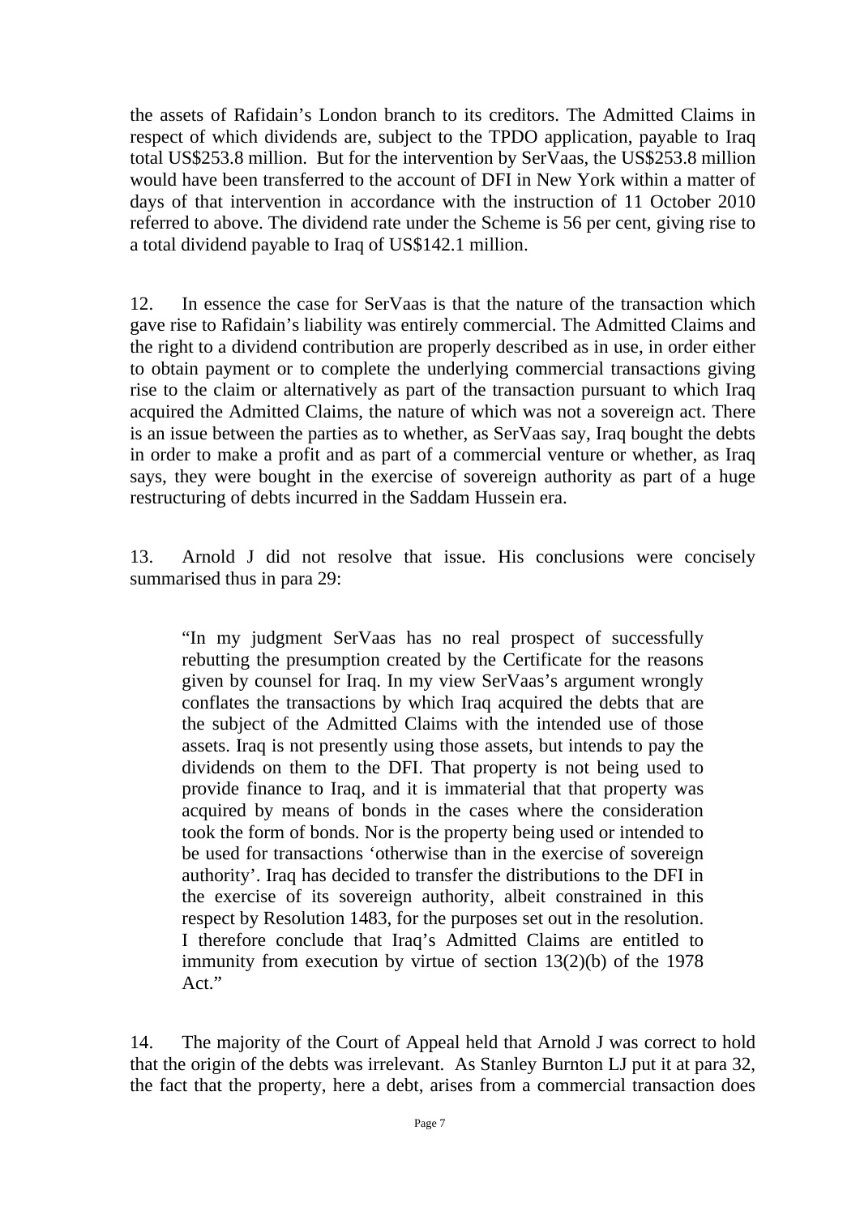the assets of Rafidain's London branch to its creditors. The Admitted Claims in respect of which dividends are, subject to the TPDO application, payable to Iraq total US$253.8 million. But for the intervention by SerVaas, the US$253.8 million would have been transferred to the account of DFI in New York within a matter of days of that intervention in accordance with the instruction of 11 October 2010 referred to above. The dividend rate under the Scheme is 56 per cent, giving rise to a total dividend payable to Iraq of US$142.1 million.

12. In essence the case for SerVaas is that the nature of the transaction which gave rise to Rafidain's liability was entirely commercial. The Admitted Claims and the right to a dividend contribution are properly described as in use, in order either to obtain payment or to complete the underlying commercial transactions giving rise to the claim or alternatively as part of the transaction pursuant to which Iraq acquired the Admitted Claims, the nature of which was not a sovereign act. There is an issue between the parties as to whether, as SerVaas say, Iraq bought the debts in order to make a profit and as part of a commercial venture or whether, as Iraq says, they were bought in the exercise of sovereign authority as part of a huge restructuring of debts incurred in the Saddam Hussein era.

13. Arnold J did not resolve that issue. His conclusions were concisely summarised thus in para 29:

> "In my judgment SerVaas has no real prospect of successfully rebutting the presumption created by the Certificate for the reasons given by counsel for Iraq. In my view SerVaas's argument wrongly conflates the transactions by which Iraq acquired the debts that are the subject of the Admitted Claims with the intended use of those assets. Iraq is not presently using those assets, but intends to pay the dividends on them to the DFI. That property is not being used to provide finance to Iraq, and it is immaterial that that property was acquired by means of bonds in the cases where the consideration took the form of bonds. Nor is the property being used or intended to be used for transactions 'otherwise than in the exercise of sovereign authority'. Iraq has decided to transfer the distributions to the DFI in the exercise of its sovereign authority, albeit constrained in this respect by Resolution 1483, for the purposes set out in the resolution. I therefore conclude that Iraq's Admitted Claims are entitled to immunity from execution by virtue of section 13(2)(b) of the 1978 Act."

14. The majority of the Court of Appeal held that Arnold J was correct to hold that the origin of the debts was irrelevant. As Stanley Burnton LJ put it at para 32, the fact that the property, here a debt, arises from a commercial transaction does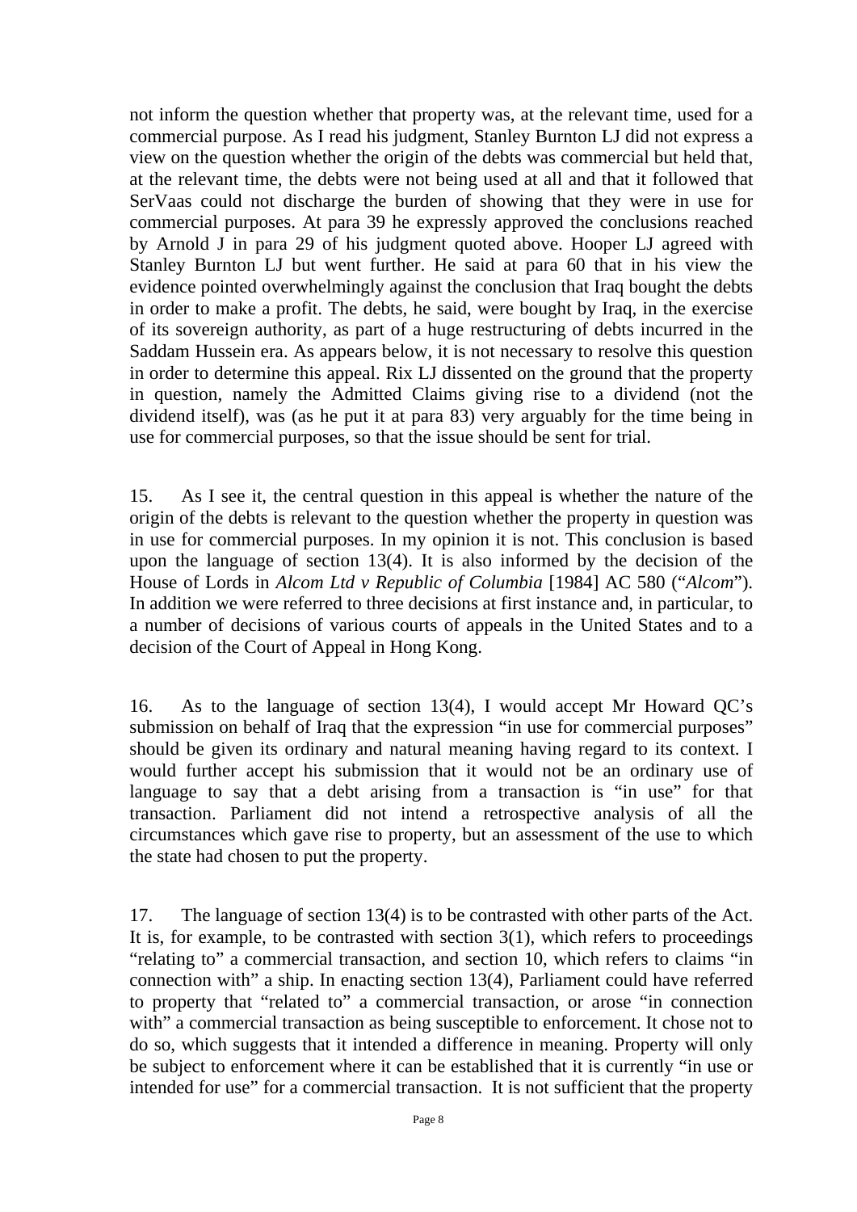not inform the question whether that property was, at the relevant time, used for a commercial purpose. As I read his judgment, Stanley Burnton LJ did not express a view on the question whether the origin of the debts was commercial but held that, at the relevant time, the debts were not being used at all and that it followed that SerVaas could not discharge the burden of showing that they were in use for commercial purposes. At para 39 he expressly approved the conclusions reached by Arnold J in para 29 of his judgment quoted above. Hooper LJ agreed with Stanley Burnton LJ but went further. He said at para 60 that in his view the evidence pointed overwhelmingly against the conclusion that Iraq bought the debts in order to make a profit. The debts, he said, were bought by Iraq, in the exercise of its sovereign authority, as part of a huge restructuring of debts incurred in the Saddam Hussein era. As appears below, it is not necessary to resolve this question in order to determine this appeal. Rix LJ dissented on the ground that the property in question, namely the Admitted Claims giving rise to a dividend (not the dividend itself), was (as he put it at para 83) very arguably for the time being in use for commercial purposes, so that the issue should be sent for trial.

15. As I see it, the central question in this appeal is whether the nature of the origin of the debts is relevant to the question whether the property in question was in use for commercial purposes. In my opinion it is not. This conclusion is based upon the language of section 13(4). It is also informed by the decision of the House of Lords in *Alcom Ltd v Republic of Columbia* [1984] AC 580 ("*Alcom*"). In addition we were referred to three decisions at first instance and, in particular, to a number of decisions of various courts of appeals in the United States and to a decision of the Court of Appeal in Hong Kong.

16. As to the language of section 13(4), I would accept Mr Howard QC's submission on behalf of Iraq that the expression "in use for commercial purposes" should be given its ordinary and natural meaning having regard to its context. I would further accept his submission that it would not be an ordinary use of language to say that a debt arising from a transaction is "in use" for that transaction. Parliament did not intend a retrospective analysis of all the circumstances which gave rise to property, but an assessment of the use to which the state had chosen to put the property.

17. The language of section 13(4) is to be contrasted with other parts of the Act. It is, for example, to be contrasted with section 3(1), which refers to proceedings "relating to" a commercial transaction, and section 10, which refers to claims "in connection with" a ship. In enacting section 13(4), Parliament could have referred to property that "related to" a commercial transaction, or arose "in connection with" a commercial transaction as being susceptible to enforcement. It chose not to do so, which suggests that it intended a difference in meaning. Property will only be subject to enforcement where it can be established that it is currently "in use or intended for use" for a commercial transaction. It is not sufficient that the property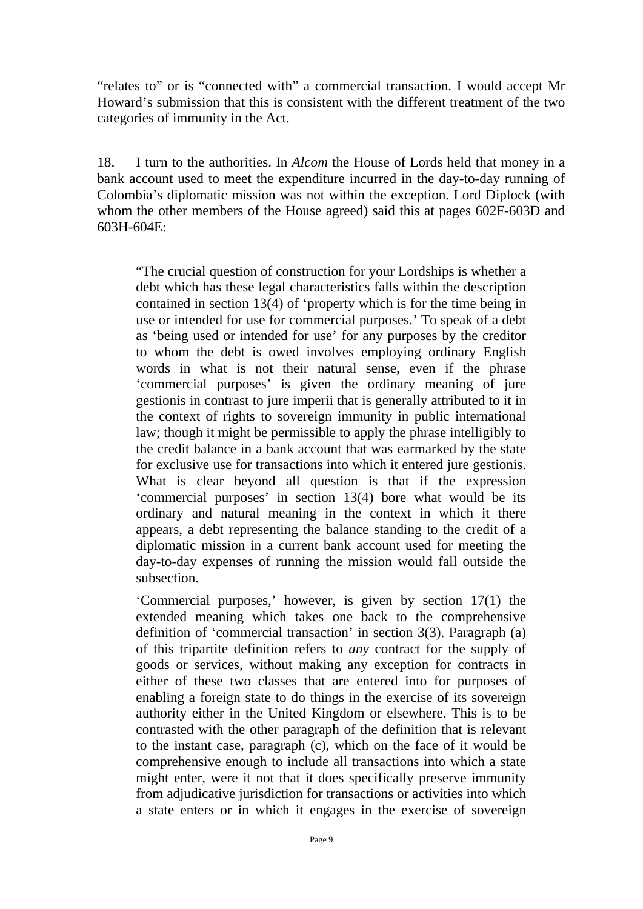"relates to" or is "connected with" a commercial transaction. I would accept Mr Howard's submission that this is consistent with the different treatment of the two categories of immunity in the Act.

18. I turn to the authorities. In *Alcom* the House of Lords held that money in a bank account used to meet the expenditure incurred in the day-to-day running of Colombia's diplomatic mission was not within the exception. Lord Diplock (with whom the other members of the House agreed) said this at pages 602F-603D and 603H-604E:

> "The crucial question of construction for your Lordships is whether a debt which has these legal characteristics falls within the description contained in section 13(4) of 'property which is for the time being in use or intended for use for commercial purposes.' To speak of a debt as 'being used or intended for use' for any purposes by the creditor to whom the debt is owed involves employing ordinary English words in what is not their natural sense, even if the phrase 'commercial purposes' is given the ordinary meaning of jure gestionis in contrast to jure imperii that is generally attributed to it in the context of rights to sovereign immunity in public international law; though it might be permissible to apply the phrase intelligibly to the credit balance in a bank account that was earmarked by the state for exclusive use for transactions into which it entered jure gestionis. What is clear beyond all question is that if the expression 'commercial purposes' in section 13(4) bore what would be its ordinary and natural meaning in the context in which it there appears, a debt representing the balance standing to the credit of a diplomatic mission in a current bank account used for meeting the day-to-day expenses of running the mission would fall outside the subsection.
>
> 'Commercial purposes,' however, is given by section 17(1) the extended meaning which takes one back to the comprehensive definition of 'commercial transaction' in section 3(3). Paragraph (a) of this tripartite definition refers to *any* contract for the supply of goods or services, without making any exception for contracts in either of these two classes that are entered into for purposes of enabling a foreign state to do things in the exercise of its sovereign authority either in the United Kingdom or elsewhere. This is to be contrasted with the other paragraph of the definition that is relevant to the instant case, paragraph (c), which on the face of it would be comprehensive enough to include all transactions into which a state might enter, were it not that it does specifically preserve immunity from adjudicative jurisdiction for transactions or activities into which a state enters or in which it engages in the exercise of sovereign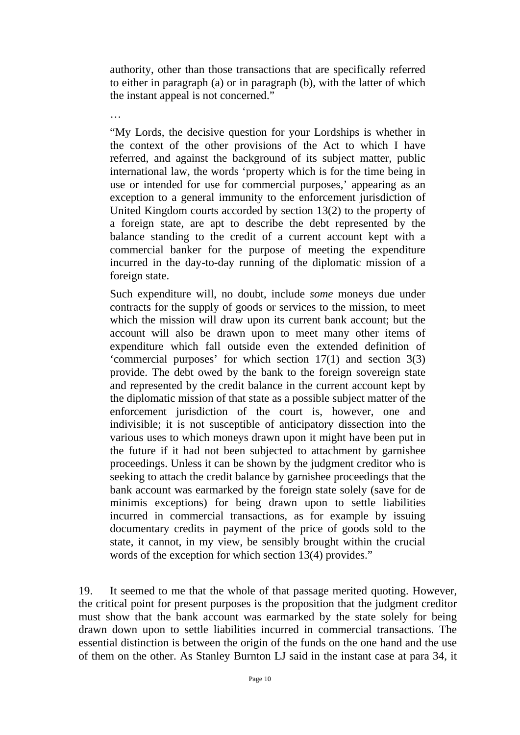> authority, other than those transactions that are specifically referred to either in paragraph (a) or in paragraph (b), with the latter of which the instant appeal is not concerned."
>
> …
>
> "My Lords, the decisive question for your Lordships is whether in the context of the other provisions of the Act to which I have referred, and against the background of its subject matter, public international law, the words 'property which is for the time being in use or intended for use for commercial purposes,' appearing as an exception to a general immunity to the enforcement jurisdiction of United Kingdom courts accorded by section 13(2) to the property of a foreign state, are apt to describe the debt represented by the balance standing to the credit of a current account kept with a commercial banker for the purpose of meeting the expenditure incurred in the day-to-day running of the diplomatic mission of a foreign state.
>
> Such expenditure will, no doubt, include *some* moneys due under contracts for the supply of goods or services to the mission, to meet which the mission will draw upon its current bank account; but the account will also be drawn upon to meet many other items of expenditure which fall outside even the extended definition of 'commercial purposes' for which section 17(1) and section 3(3) provide. The debt owed by the bank to the foreign sovereign state and represented by the credit balance in the current account kept by the diplomatic mission of that state as a possible subject matter of the enforcement jurisdiction of the court is, however, one and indivisible; it is not susceptible of anticipatory dissection into the various uses to which moneys drawn upon it might have been put in the future if it had not been subjected to attachment by garnishee proceedings. Unless it can be shown by the judgment creditor who is seeking to attach the credit balance by garnishee proceedings that the bank account was earmarked by the foreign state solely (save for de minimis exceptions) for being drawn upon to settle liabilities incurred in commercial transactions, as for example by issuing documentary credits in payment of the price of goods sold to the state, it cannot, in my view, be sensibly brought within the crucial words of the exception for which section 13(4) provides."

19. It seemed to me that the whole of that passage merited quoting. However, the critical point for present purposes is the proposition that the judgment creditor must show that the bank account was earmarked by the state solely for being drawn down upon to settle liabilities incurred in commercial transactions. The essential distinction is between the origin of the funds on the one hand and the use of them on the other. As Stanley Burnton LJ said in the instant case at para 34, it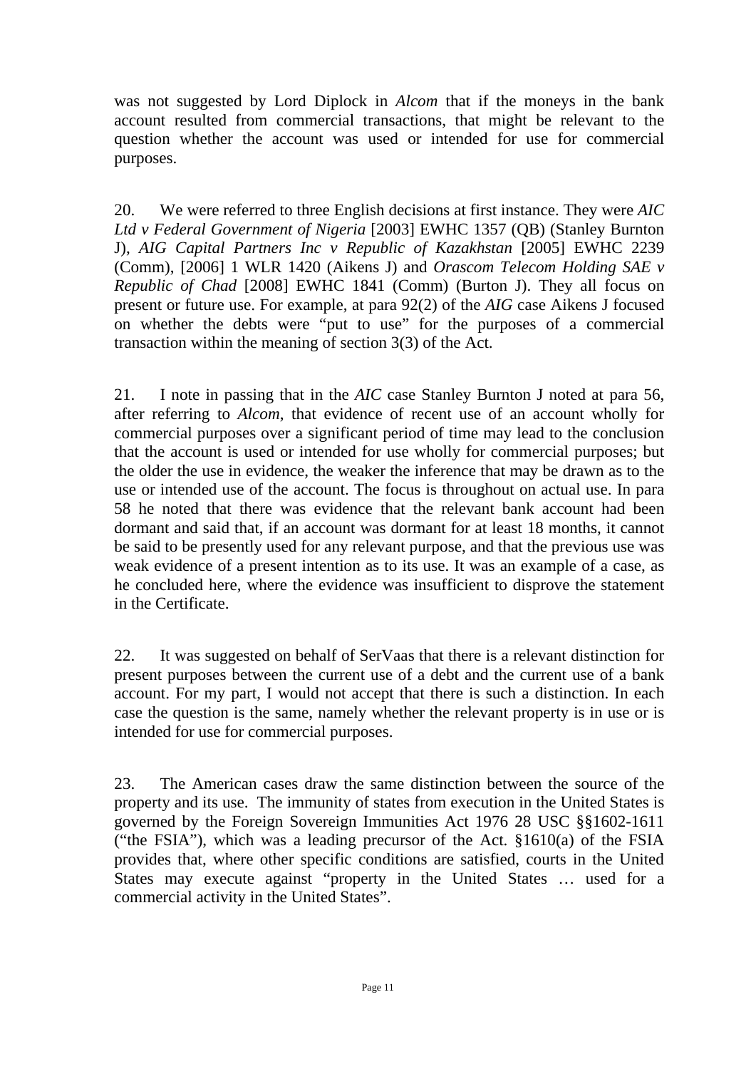was not suggested by Lord Diplock in *Alcom* that if the moneys in the bank account resulted from commercial transactions, that might be relevant to the question whether the account was used or intended for use for commercial purposes.

20. We were referred to three English decisions at first instance. They were *AIC Ltd v Federal Government of Nigeria* [2003] EWHC 1357 (QB) (Stanley Burnton J), *AIG Capital Partners Inc v Republic of Kazakhstan* [2005] EWHC 2239 (Comm), [2006] 1 WLR 1420 (Aikens J) and *Orascom Telecom Holding SAE v Republic of Chad* [2008] EWHC 1841 (Comm) (Burton J). They all focus on present or future use. For example, at para 92(2) of the *AIG* case Aikens J focused on whether the debts were "put to use" for the purposes of a commercial transaction within the meaning of section 3(3) of the Act.

21. I note in passing that in the *AIC* case Stanley Burnton J noted at para 56, after referring to *Alcom*, that evidence of recent use of an account wholly for commercial purposes over a significant period of time may lead to the conclusion that the account is used or intended for use wholly for commercial purposes; but the older the use in evidence, the weaker the inference that may be drawn as to the use or intended use of the account. The focus is throughout on actual use. In para 58 he noted that there was evidence that the relevant bank account had been dormant and said that, if an account was dormant for at least 18 months, it cannot be said to be presently used for any relevant purpose, and that the previous use was weak evidence of a present intention as to its use. It was an example of a case, as he concluded here, where the evidence was insufficient to disprove the statement in the Certificate.

22. It was suggested on behalf of SerVaas that there is a relevant distinction for present purposes between the current use of a debt and the current use of a bank account. For my part, I would not accept that there is such a distinction. In each case the question is the same, namely whether the relevant property is in use or is intended for use for commercial purposes.

23. The American cases draw the same distinction between the source of the property and its use. The immunity of states from execution in the United States is governed by the Foreign Sovereign Immunities Act 1976 28 USC §§1602-1611 ("the FSIA"), which was a leading precursor of the Act. §1610(a) of the FSIA provides that, where other specific conditions are satisfied, courts in the United States may execute against "property in the United States … used for a commercial activity in the United States".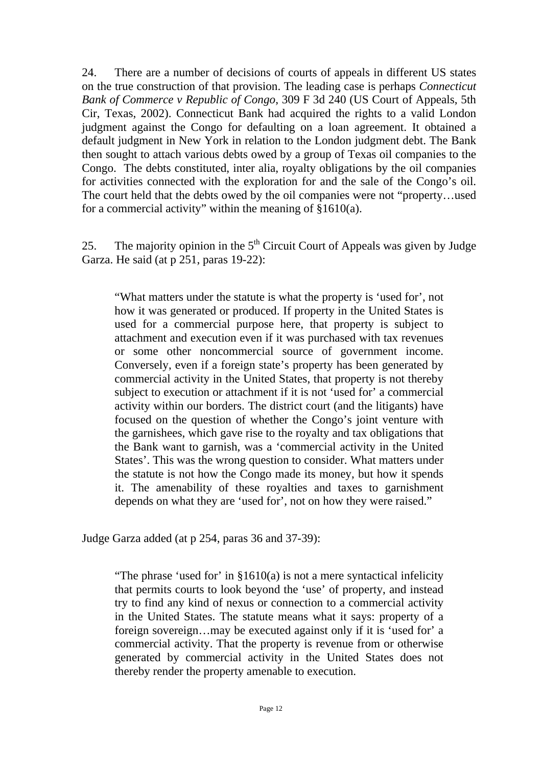24. There are a number of decisions of courts of appeals in different US states on the true construction of that provision. The leading case is perhaps *Connecticut Bank of Commerce v Republic of Congo*, 309 F 3d 240 (US Court of Appeals, 5th Cir, Texas, 2002). Connecticut Bank had acquired the rights to a valid London judgment against the Congo for defaulting on a loan agreement. It obtained a default judgment in New York in relation to the London judgment debt. The Bank then sought to attach various debts owed by a group of Texas oil companies to the Congo. The debts constituted, inter alia, royalty obligations by the oil companies for activities connected with the exploration for and the sale of the Congo's oil. The court held that the debts owed by the oil companies were not "property…used for a commercial activity" within the meaning of §1610(a).

25. The majority opinion in the 5th Circuit Court of Appeals was given by Judge Garza. He said (at p 251, paras 19-22):

> "What matters under the statute is what the property is 'used for', not how it was generated or produced. If property in the United States is used for a commercial purpose here, that property is subject to attachment and execution even if it was purchased with tax revenues or some other noncommercial source of government income. Conversely, even if a foreign state's property has been generated by commercial activity in the United States, that property is not thereby subject to execution or attachment if it is not 'used for' a commercial activity within our borders. The district court (and the litigants) have focused on the question of whether the Congo's joint venture with the garnishees, which gave rise to the royalty and tax obligations that the Bank want to garnish, was a 'commercial activity in the United States'. This was the wrong question to consider. What matters under the statute is not how the Congo made its money, but how it spends it. The amenability of these royalties and taxes to garnishment depends on what they are 'used for', not on how they were raised."

Judge Garza added (at p 254, paras 36 and 37-39):

> "The phrase 'used for' in §1610(a) is not a mere syntactical infelicity that permits courts to look beyond the 'use' of property, and instead try to find any kind of nexus or connection to a commercial activity in the United States. The statute means what it says: property of a foreign sovereign…may be executed against only if it is 'used for' a commercial activity. That the property is revenue from or otherwise generated by commercial activity in the United States does not thereby render the property amenable to execution.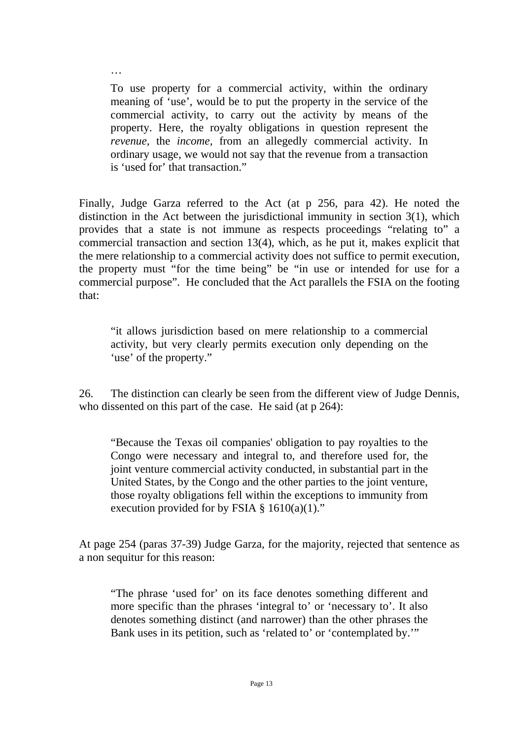> …
>
> To use property for a commercial activity, within the ordinary meaning of 'use', would be to put the property in the service of the commercial activity, to carry out the activity by means of the property. Here, the royalty obligations in question represent the *revenue,* the *income,* from an allegedly commercial activity. In ordinary usage, we would not say that the revenue from a transaction is 'used for' that transaction."

Finally, Judge Garza referred to the Act (at p 256, para 42). He noted the distinction in the Act between the jurisdictional immunity in section 3(1), which provides that a state is not immune as respects proceedings "relating to" a commercial transaction and section 13(4), which, as he put it, makes explicit that the mere relationship to a commercial activity does not suffice to permit execution, the property must "for the time being" be "in use or intended for use for a commercial purpose". He concluded that the Act parallels the FSIA on the footing that:

> "it allows jurisdiction based on mere relationship to a commercial activity, but very clearly permits execution only depending on the 'use' of the property."

26. The distinction can clearly be seen from the different view of Judge Dennis, who dissented on this part of the case. He said (at p 264):

> "Because the Texas oil companies' obligation to pay royalties to the Congo were necessary and integral to, and therefore used for, the joint venture commercial activity conducted, in substantial part in the United States, by the Congo and the other parties to the joint venture, those royalty obligations fell within the exceptions to immunity from execution provided for by FSIA § 1610(a)(1)."

At page 254 (paras 37-39) Judge Garza, for the majority, rejected that sentence as a non sequitur for this reason:

> "The phrase 'used for' on its face denotes something different and more specific than the phrases 'integral to' or 'necessary to'. It also denotes something distinct (and narrower) than the other phrases the Bank uses in its petition, such as 'related to' or 'contemplated by.'"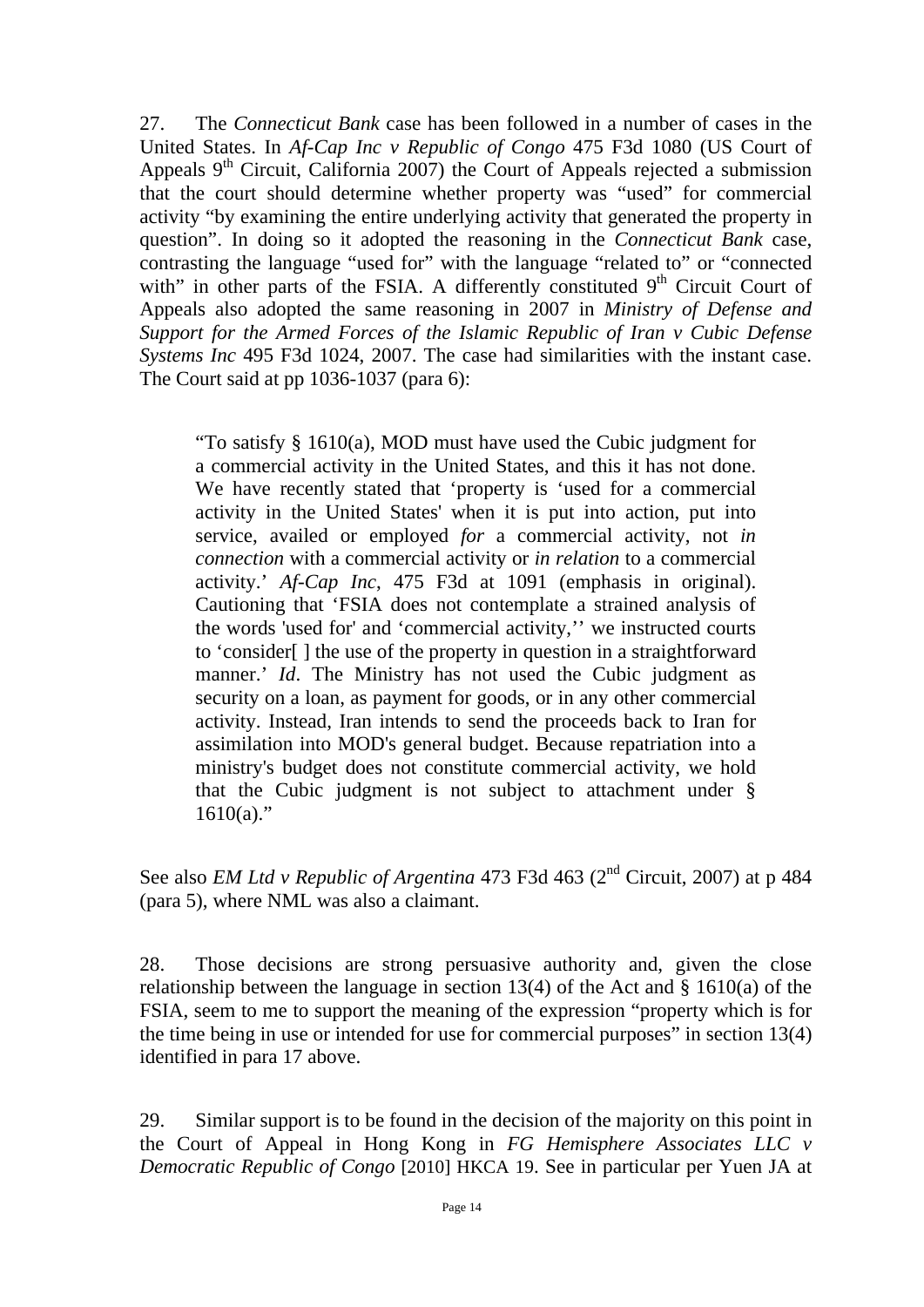27. The *Connecticut Bank* case has been followed in a number of cases in the United States. In *Af-Cap Inc v Republic of Congo* 475 F3d 1080 (US Court of Appeals 9th Circuit, California 2007) the Court of Appeals rejected a submission that the court should determine whether property was "used" for commercial activity "by examining the entire underlying activity that generated the property in question". In doing so it adopted the reasoning in the *Connecticut Bank* case, contrasting the language "used for" with the language "related to" or "connected with" in other parts of the FSIA. A differently constituted 9th Circuit Court of Appeals also adopted the same reasoning in 2007 in *Ministry of Defense and Support for the Armed Forces of the Islamic Republic of Iran v Cubic Defense Systems Inc* 495 F3d 1024, 2007. The case had similarities with the instant case. The Court said at pp 1036-1037 (para 6):

> "To satisfy § 1610(a), MOD must have used the Cubic judgment for a commercial activity in the United States, and this it has not done. We have recently stated that 'property is 'used for a commercial activity in the United States' when it is put into action, put into service, availed or employed *for* a commercial activity, not *in connection* with a commercial activity or *in relation* to a commercial activity.' *Af-Cap Inc*, 475 F3d at 1091 (emphasis in original). Cautioning that 'FSIA does not contemplate a strained analysis of the words 'used for' and 'commercial activity,'' we instructed courts to 'consider[ ] the use of the property in question in a straightforward manner.' *Id*. The Ministry has not used the Cubic judgment as security on a loan, as payment for goods, or in any other commercial activity. Instead, Iran intends to send the proceeds back to Iran for assimilation into MOD's general budget. Because repatriation into a ministry's budget does not constitute commercial activity, we hold that the Cubic judgment is not subject to attachment under § 1610(a)."

See also *EM Ltd v Republic of Argentina* 473 F3d 463 (2nd Circuit, 2007) at p 484 (para 5), where NML was also a claimant.

28. Those decisions are strong persuasive authority and, given the close relationship between the language in section 13(4) of the Act and § 1610(a) of the FSIA, seem to me to support the meaning of the expression "property which is for the time being in use or intended for use for commercial purposes" in section 13(4) identified in para 17 above.

29. Similar support is to be found in the decision of the majority on this point in the Court of Appeal in Hong Kong in *FG Hemisphere Associates LLC v Democratic Republic of Congo* [2010] HKCA 19. See in particular per Yuen JA at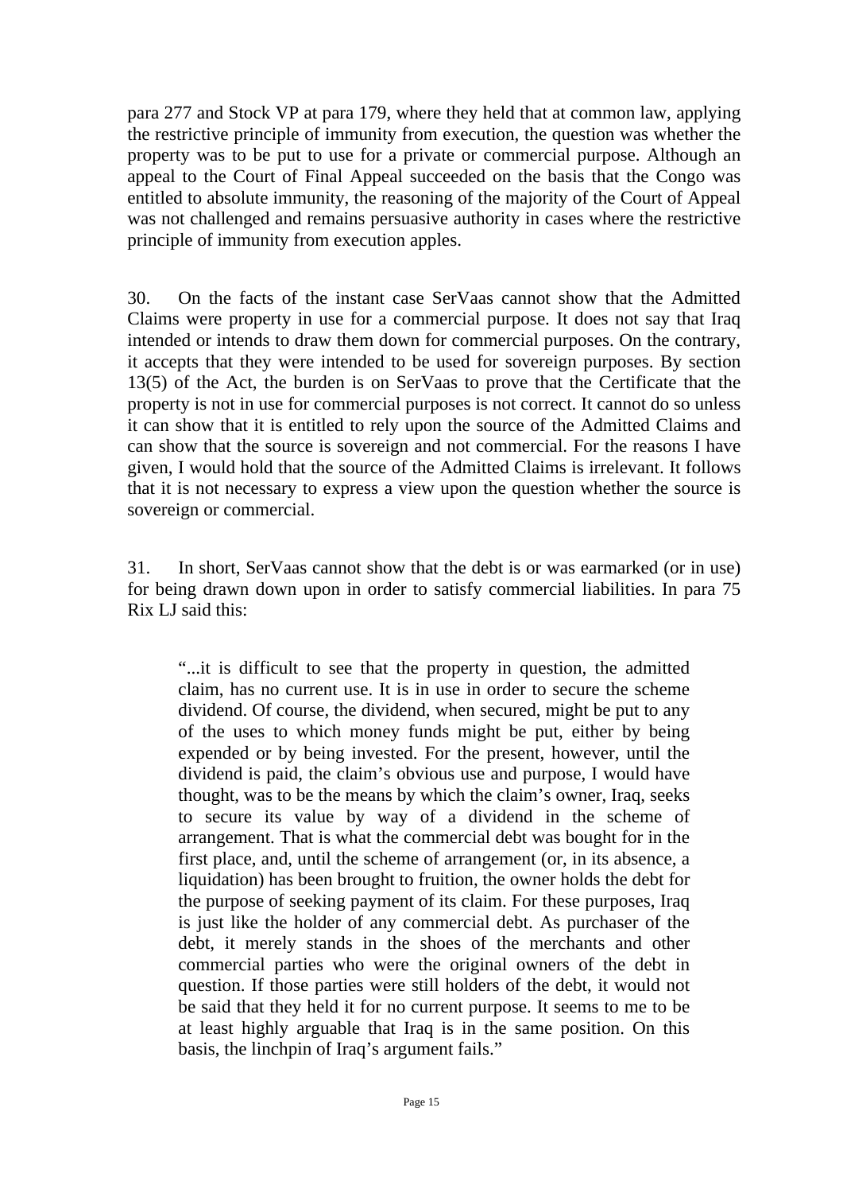para 277 and Stock VP at para 179, where they held that at common law, applying the restrictive principle of immunity from execution, the question was whether the property was to be put to use for a private or commercial purpose. Although an appeal to the Court of Final Appeal succeeded on the basis that the Congo was entitled to absolute immunity, the reasoning of the majority of the Court of Appeal was not challenged and remains persuasive authority in cases where the restrictive principle of immunity from execution apples.

30. On the facts of the instant case SerVaas cannot show that the Admitted Claims were property in use for a commercial purpose. It does not say that Iraq intended or intends to draw them down for commercial purposes. On the contrary, it accepts that they were intended to be used for sovereign purposes. By section 13(5) of the Act, the burden is on SerVaas to prove that the Certificate that the property is not in use for commercial purposes is not correct. It cannot do so unless it can show that it is entitled to rely upon the source of the Admitted Claims and can show that the source is sovereign and not commercial. For the reasons I have given, I would hold that the source of the Admitted Claims is irrelevant. It follows that it is not necessary to express a view upon the question whether the source is sovereign or commercial.

31. In short, SerVaas cannot show that the debt is or was earmarked (or in use) for being drawn down upon in order to satisfy commercial liabilities. In para 75 Rix LJ said this:

> "...it is difficult to see that the property in question, the admitted claim, has no current use. It is in use in order to secure the scheme dividend. Of course, the dividend, when secured, might be put to any of the uses to which money funds might be put, either by being expended or by being invested. For the present, however, until the dividend is paid, the claim's obvious use and purpose, I would have thought, was to be the means by which the claim's owner, Iraq, seeks to secure its value by way of a dividend in the scheme of arrangement. That is what the commercial debt was bought for in the first place, and, until the scheme of arrangement (or, in its absence, a liquidation) has been brought to fruition, the owner holds the debt for the purpose of seeking payment of its claim. For these purposes, Iraq is just like the holder of any commercial debt. As purchaser of the debt, it merely stands in the shoes of the merchants and other commercial parties who were the original owners of the debt in question. If those parties were still holders of the debt, it would not be said that they held it for no current purpose. It seems to me to be at least highly arguable that Iraq is in the same position. On this basis, the linchpin of Iraq's argument fails."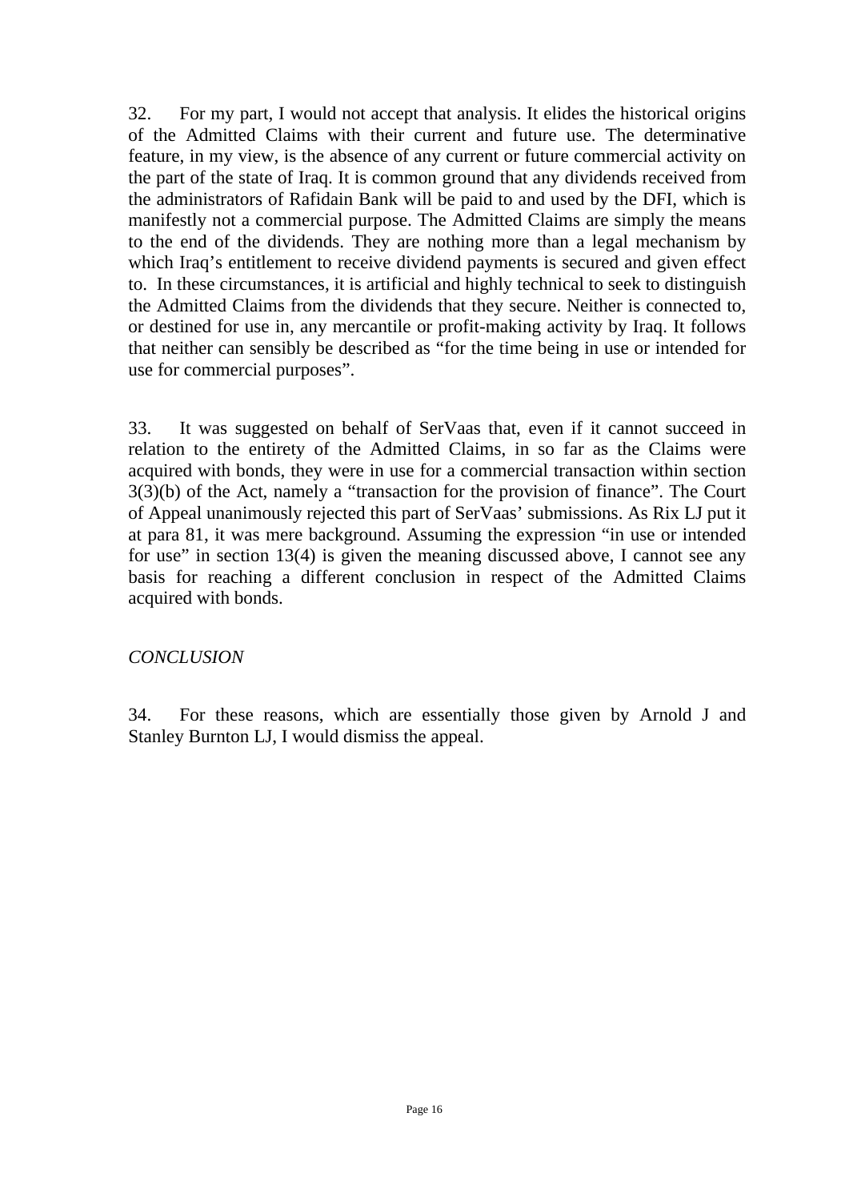32. For my part, I would not accept that analysis. It elides the historical origins of the Admitted Claims with their current and future use. The determinative feature, in my view, is the absence of any current or future commercial activity on the part of the state of Iraq. It is common ground that any dividends received from the administrators of Rafidain Bank will be paid to and used by the DFI, which is manifestly not a commercial purpose. The Admitted Claims are simply the means to the end of the dividends. They are nothing more than a legal mechanism by which Iraq's entitlement to receive dividend payments is secured and given effect to. In these circumstances, it is artificial and highly technical to seek to distinguish the Admitted Claims from the dividends that they secure. Neither is connected to, or destined for use in, any mercantile or profit-making activity by Iraq. It follows that neither can sensibly be described as "for the time being in use or intended for use for commercial purposes".

33. It was suggested on behalf of SerVaas that, even if it cannot succeed in relation to the entirety of the Admitted Claims, in so far as the Claims were acquired with bonds, they were in use for a commercial transaction within section 3(3)(b) of the Act, namely a "transaction for the provision of finance". The Court of Appeal unanimously rejected this part of SerVaas' submissions. As Rix LJ put it at para 81, it was mere background. Assuming the expression "in use or intended for use" in section 13(4) is given the meaning discussed above, I cannot see any basis for reaching a different conclusion in respect of the Admitted Claims acquired with bonds.

*CONCLUSION*

34. For these reasons, which are essentially those given by Arnold J and Stanley Burnton LJ, I would dismiss the appeal.